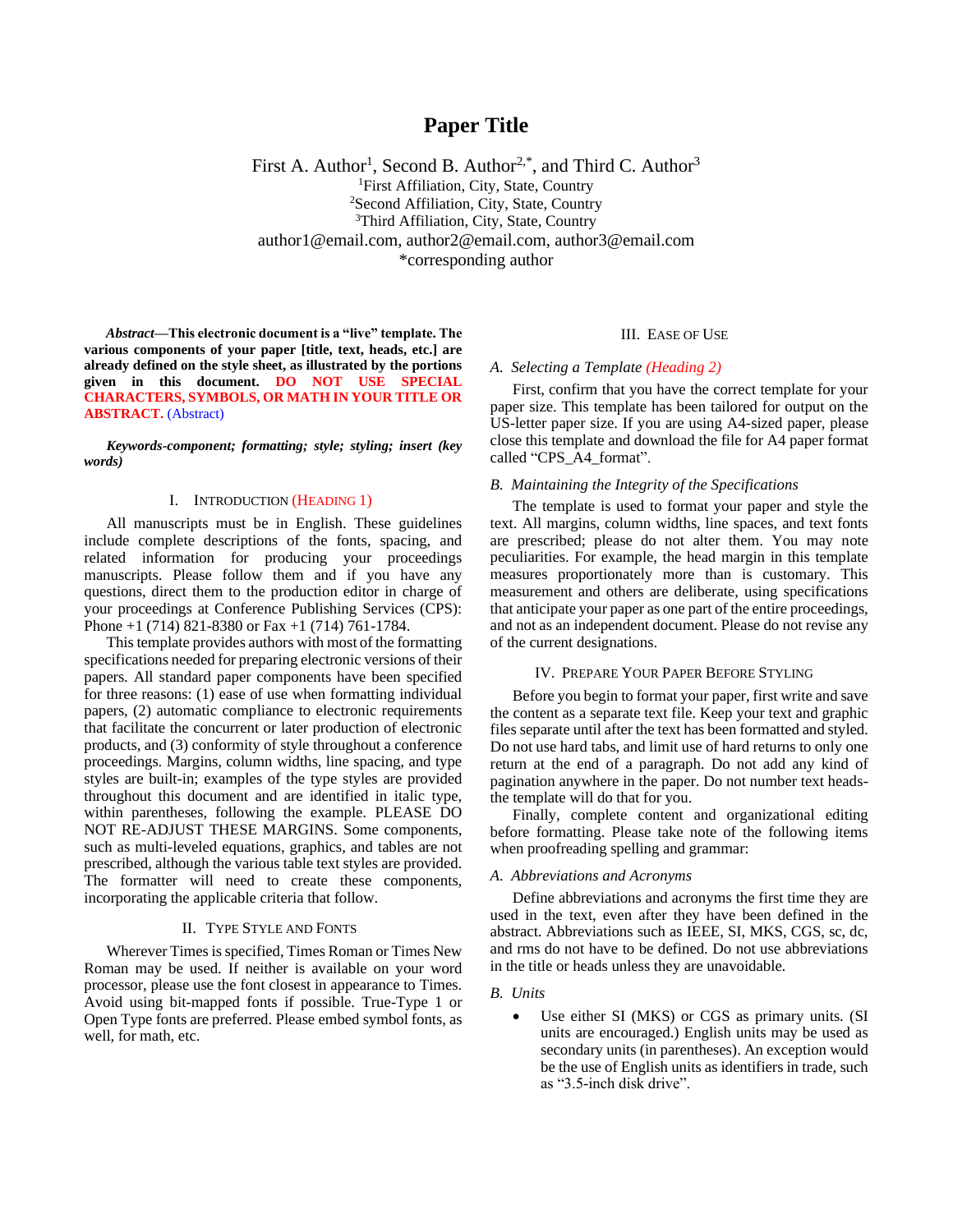# Paper Title

First A. Author[1], Second B. Author[2,*], and Third C. Author[3]

[1]First Affiliation, City, State, Country
[2]Second Affiliation, City, State, Country
[3]Third Affiliation, City, State, Country
author1@email.com, author2@email.com, author3@email.com
*corresponding author

***Abstract*—This electronic document is a "live" template. The various components of your paper [title, text, heads, etc.] are already defined on the style sheet, as illustrated by the portions given in this document. DO NOT USE SPECIAL CHARACTERS, SYMBOLS, OR MATH IN YOUR TITLE OR ABSTRACT.** (Abstract)

***Keywords-component; formatting; style; styling; insert (key words)***

## I. Introduction (Heading 1)

All manuscripts must be in English. These guidelines include complete descriptions of the fonts, spacing, and related information for producing your proceedings manuscripts. Please follow them and if you have any questions, direct them to the production editor in charge of your proceedings at Conference Publishing Services (CPS): Phone +1 (714) 821-8380 or Fax +1 (714) 761-1784.

This template provides authors with most of the formatting specifications needed for preparing electronic versions of their papers. All standard paper components have been specified for three reasons: (1) ease of use when formatting individual papers, (2) automatic compliance to electronic requirements that facilitate the concurrent or later production of electronic products, and (3) conformity of style throughout a conference proceedings. Margins, column widths, line spacing, and type styles are built-in; examples of the type styles are provided throughout this document and are identified in italic type, within parentheses, following the example. PLEASE DO NOT RE-ADJUST THESE MARGINS. Some components, such as multi-leveled equations, graphics, and tables are not prescribed, although the various table text styles are provided. The formatter will need to create these components, incorporating the applicable criteria that follow.

## II. Type Style and Fonts

Wherever Times is specified, Times Roman or Times New Roman may be used. If neither is available on your word processor, please use the font closest in appearance to Times. Avoid using bit-mapped fonts if possible. True-Type 1 or Open Type fonts are preferred. Please embed symbol fonts, as well, for math, etc.

## III. Ease of Use

### *A. Selecting a Template (Heading 2)*

First, confirm that you have the correct template for your paper size. This template has been tailored for output on the US-letter paper size. If you are using A4-sized paper, please close this template and download the file for A4 paper format called "CPS_A4_format".

### *B. Maintaining the Integrity of the Specifications*

The template is used to format your paper and style the text. All margins, column widths, line spaces, and text fonts are prescribed; please do not alter them. You may note peculiarities. For example, the head margin in this template measures proportionately more than is customary. This measurement and others are deliberate, using specifications that anticipate your paper as one part of the entire proceedings, and not as an independent document. Please do not revise any of the current designations.

## IV. Prepare Your Paper Before Styling

Before you begin to format your paper, first write and save the content as a separate text file. Keep your text and graphic files separate until after the text has been formatted and styled. Do not use hard tabs, and limit use of hard returns to only one return at the end of a paragraph. Do not add any kind of pagination anywhere in the paper. Do not number text heads-the template will do that for you.

Finally, complete content and organizational editing before formatting. Please take note of the following items when proofreading spelling and grammar:

### *A. Abbreviations and Acronyms*

Define abbreviations and acronyms the first time they are used in the text, even after they have been defined in the abstract. Abbreviations such as IEEE, SI, MKS, CGS, sc, dc, and rms do not have to be defined. Do not use abbreviations in the title or heads unless they are unavoidable.

### *B. Units*

- Use either SI (MKS) or CGS as primary units. (SI units are encouraged.) English units may be used as secondary units (in parentheses). An exception would be the use of English units as identifiers in trade, such as "3.5-inch disk drive".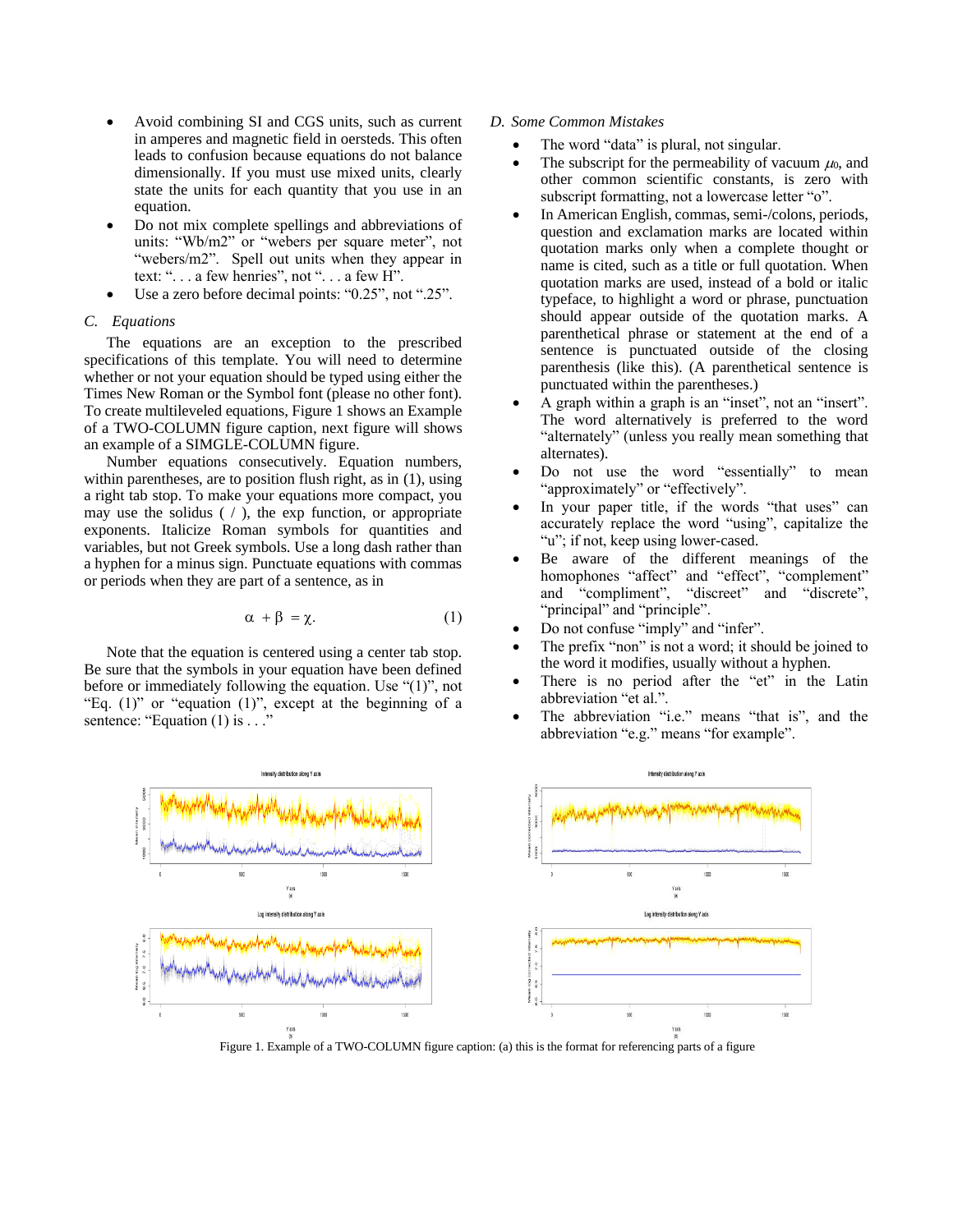- Avoid combining SI and CGS units, such as current in amperes and magnetic field in oersteds. This often leads to confusion because equations do not balance dimensionally. If you must use mixed units, clearly state the units for each quantity that you use in an equation.
- Do not mix complete spellings and abbreviations of units: "Wb/m2" or "webers per square meter", not "webers/m2". Spell out units when they appear in text: ". . . a few henries", not ". . . a few H".
- Use a zero before decimal points: "0.25", not ".25".

### C. Equations

The equations are an exception to the prescribed specifications of this template. You will need to determine whether or not your equation should be typed using either the Times New Roman or the Symbol font (please no other font). To create multileveled equations, Figure 1 shows an Example of a TWO-COLUMN figure caption, next figure will shows an example of a SIMGLE-COLUMN figure.

Number equations consecutively. Equation numbers, within parentheses, are to position flush right, as in (1), using a right tab stop. To make your equations more compact, you may use the solidus ( / ), the exp function, or appropriate exponents. Italicize Roman symbols for quantities and variables, but not Greek symbols. Use a long dash rather than a hyphen for a minus sign. Punctuate equations with commas or periods when they are part of a sentence, as in

$$\alpha + \beta = \chi. \tag{1}$$

Note that the equation is centered using a center tab stop. Be sure that the symbols in your equation have been defined before or immediately following the equation. Use "(1)", not "Eq. (1)" or "equation (1)", except at the beginning of a sentence: "Equation (1) is . . ."

### D. Some Common Mistakes

- The word "data" is plural, not singular.
- The subscript for the permeability of vacuum $\mu_0$, and other common scientific constants, is zero with subscript formatting, not a lowercase letter "o".
- In American English, commas, semi-/colons, periods, question and exclamation marks are located within quotation marks only when a complete thought or name is cited, such as a title or full quotation. When quotation marks are used, instead of a bold or italic typeface, to highlight a word or phrase, punctuation should appear outside of the quotation marks. A parenthetical phrase or statement at the end of a sentence is punctuated outside of the closing parenthesis (like this). (A parenthetical sentence is punctuated within the parentheses.)
- A graph within a graph is an "inset", not an "insert". The word alternatively is preferred to the word "alternately" (unless you really mean something that alternates).
- Do not use the word "essentially" to mean "approximately" or "effectively".
- In your paper title, if the words "that uses" can accurately replace the word "using", capitalize the "u"; if not, keep using lower-cased.
- Be aware of the different meanings of the homophones "affect" and "effect", "complement" and "compliment", "discreet" and "discrete", "principal" and "principle".
- Do not confuse "imply" and "infer".
- The prefix "non" is not a word; it should be joined to the word it modifies, usually without a hyphen.
- There is no period after the "et" in the Latin abbreviation "et al.".
- The abbreviation "i.e." means "that is", and the abbreviation "e.g." means "for example".

Figure 1. Example of a TWO-COLUMN figure caption: (a) this is the format for referencing parts of a figure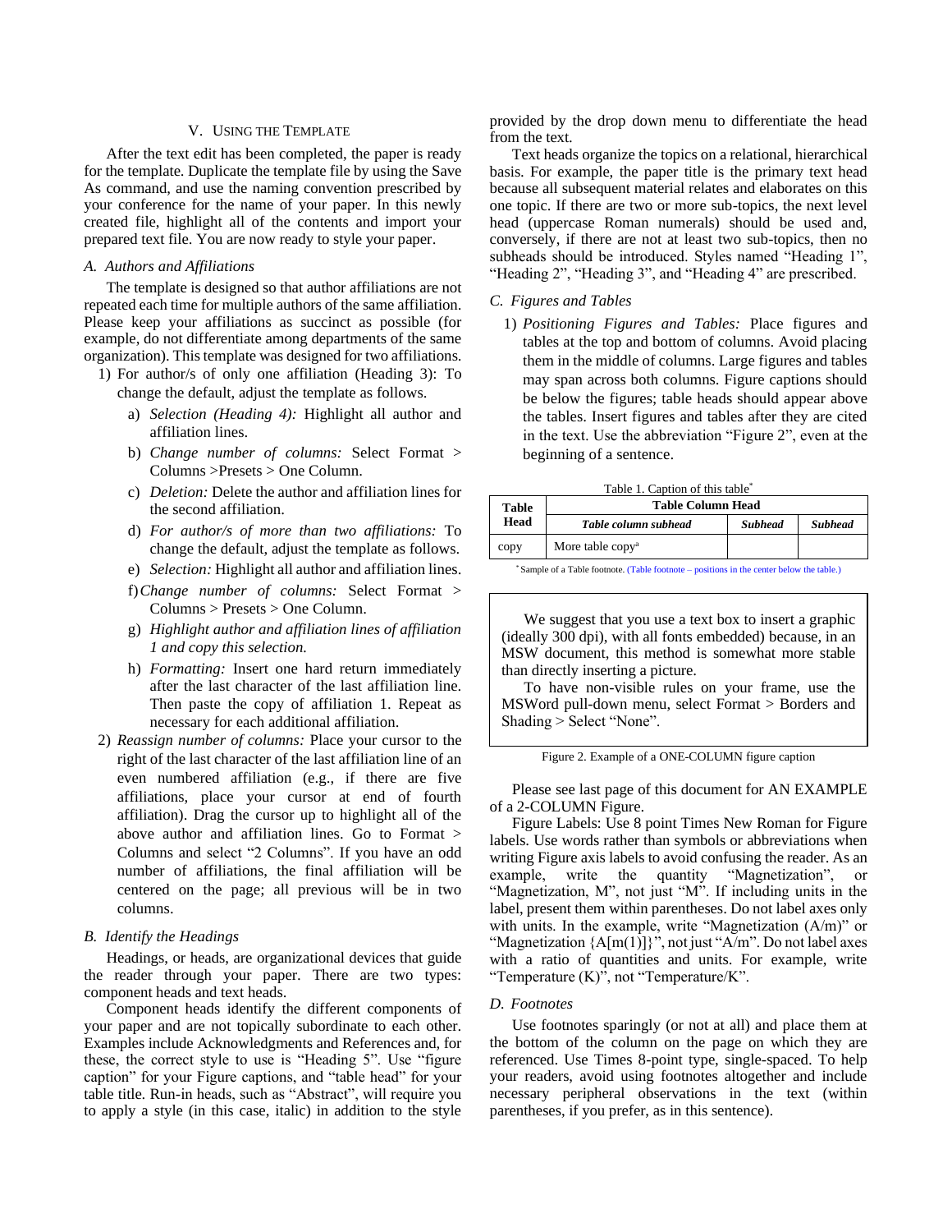## V. Using the Template

After the text edit has been completed, the paper is ready for the template. Duplicate the template file by using the Save As command, and use the naming convention prescribed by your conference for the name of your paper. In this newly created file, highlight all of the contents and import your prepared text file. You are now ready to style your paper.

### A. Authors and Affiliations

The template is designed so that author affiliations are not repeated each time for multiple authors of the same affiliation. Please keep your affiliations as succinct as possible (for example, do not differentiate among departments of the same organization). This template was designed for two affiliations.

1) For author/s of only one affiliation (Heading 3): To change the default, adjust the template as follows.
   a) *Selection (Heading 4):* Highlight all author and affiliation lines.
   b) *Change number of columns:* Select Format > Columns >Presets > One Column.
   c) *Deletion:* Delete the author and affiliation lines for the second affiliation.
   d) *For author/s of more than two affiliations:* To change the default, adjust the template as follows.
   e) *Selection:* Highlight all author and affiliation lines.
   f) *Change number of columns:* Select Format > Columns > Presets > One Column.
   g) *Highlight author and affiliation lines of affiliation 1 and copy this selection.*
   h) *Formatting:* Insert one hard return immediately after the last character of the last affiliation line. Then paste the copy of affiliation 1. Repeat as necessary for each additional affiliation.
2) *Reassign number of columns:* Place your cursor to the right of the last character of the last affiliation line of an even numbered affiliation (e.g., if there are five affiliations, place your cursor at end of fourth affiliation). Drag the cursor up to highlight all of the above author and affiliation lines. Go to Format > Columns and select "2 Columns". If you have an odd number of affiliations, the final affiliation will be centered on the page; all previous will be in two columns.

### B. Identify the Headings

Headings, or heads, are organizational devices that guide the reader through your paper. There are two types: component heads and text heads.

Component heads identify the different components of your paper and are not topically subordinate to each other. Examples include Acknowledgments and References and, for these, the correct style to use is "Heading 5". Use "figure caption" for your Figure captions, and "table head" for your table title. Run-in heads, such as "Abstract", will require you to apply a style (in this case, italic) in addition to the style provided by the drop down menu to differentiate the head from the text.

Text heads organize the topics on a relational, hierarchical basis. For example, the paper title is the primary text head because all subsequent material relates and elaborates on this one topic. If there are two or more sub-topics, the next level head (uppercase Roman numerals) should be used and, conversely, if there are not at least two sub-topics, then no subheads should be introduced. Styles named "Heading 1", "Heading 2", "Heading 3", and "Heading 4" are prescribed.

### C. Figures and Tables

1) *Positioning Figures and Tables:* Place figures and tables at the top and bottom of columns. Avoid placing them in the middle of columns. Large figures and tables may span across both columns. Figure captions should be below the figures; table heads should appear above the tables. Insert figures and tables after they are cited in the text. Use the abbreviation "Figure 2", even at the beginning of a sentence.

Table 1. Caption of this table[*]

| **Table Head** | **Table Column Head** | | |
|---|---|---|---|
| | ***Table column subhead*** | ***Subhead*** | ***Subhead*** |
| copy | More table copy[a] | | |

[*] Sample of a Table footnote. (Table footnote – positions in the center below the table.)

We suggest that you use a text box to insert a graphic (ideally 300 dpi), with all fonts embedded) because, in an MSW document, this method is somewhat more stable than directly inserting a picture.

To have non-visible rules on your frame, use the MSWord pull-down menu, select Format > Borders and Shading > Select "None".

Figure 2. Example of a ONE-COLUMN figure caption

Please see last page of this document for AN EXAMPLE of a 2-COLUMN Figure.

Figure Labels: Use 8 point Times New Roman for Figure labels. Use words rather than symbols or abbreviations when writing Figure axis labels to avoid confusing the reader. As an example, write the quantity "Magnetization", or "Magnetization, M", not just "M". If including units in the label, present them within parentheses. Do not label axes only with units. In the example, write "Magnetization (A/m)" or "Magnetization {A[m(1)]}", not just "A/m". Do not label axes with a ratio of quantities and units. For example, write "Temperature (K)", not "Temperature/K".

### D. Footnotes

Use footnotes sparingly (or not at all) and place them at the bottom of the column on the page on which they are referenced. Use Times 8-point type, single-spaced. To help your readers, avoid using footnotes altogether and include necessary peripheral observations in the text (within parentheses, if you prefer, as in this sentence).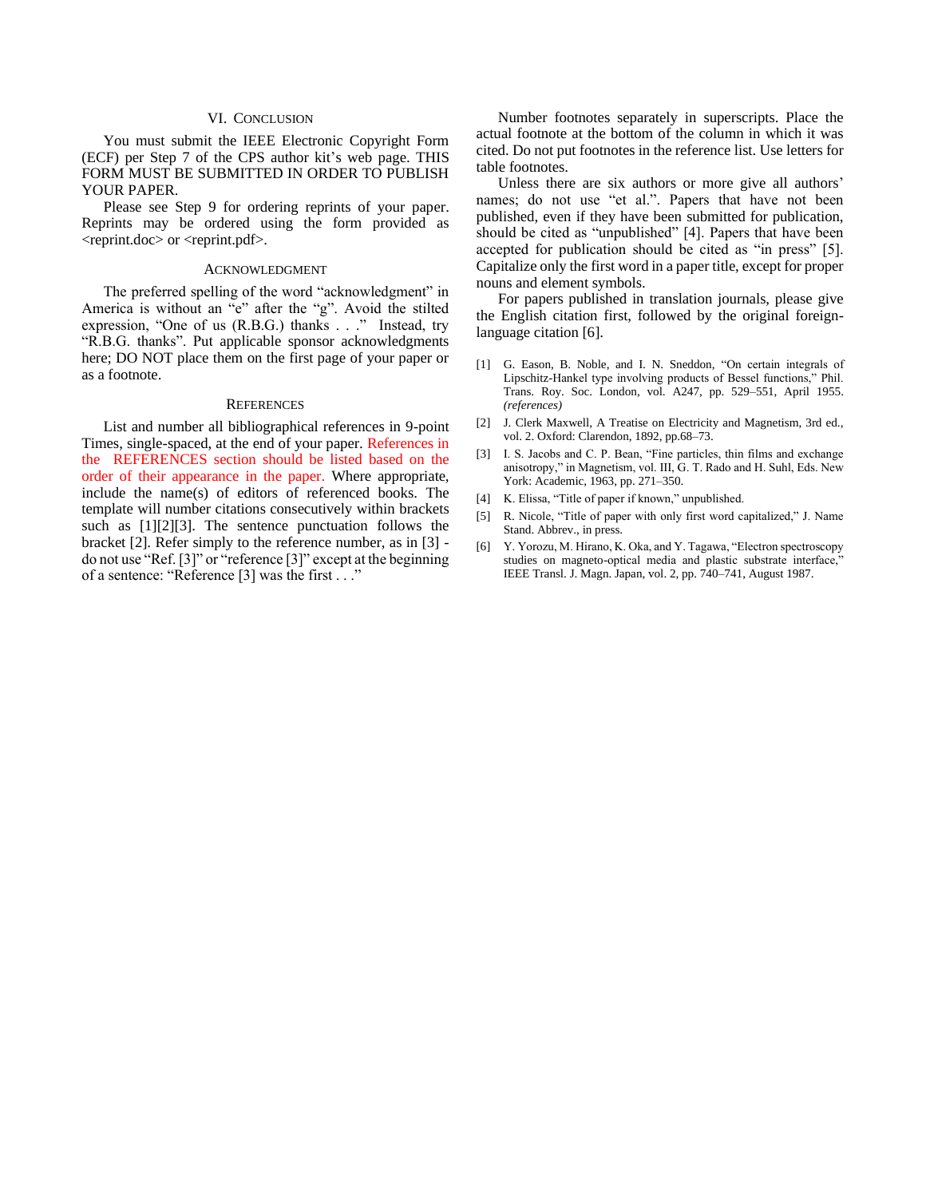## VI. Conclusion

You must submit the IEEE Electronic Copyright Form (ECF) per Step 7 of the CPS author kit's web page. THIS FORM MUST BE SUBMITTED IN ORDER TO PUBLISH YOUR PAPER.

Please see Step 9 for ordering reprints of your paper. Reprints may be ordered using the form provided as <reprint.doc> or <reprint.pdf>.

## Acknowledgment

The preferred spelling of the word "acknowledgment" in America is without an "e" after the "g". Avoid the stilted expression, "One of us (R.B.G.) thanks . . ." Instead, try "R.B.G. thanks". Put applicable sponsor acknowledgments here; DO NOT place them on the first page of your paper or as a footnote.

## References

List and number all bibliographical references in 9-point Times, single-spaced, at the end of your paper. References in the REFERENCES section should be listed based on the order of their appearance in the paper. Where appropriate, include the name(s) of editors of referenced books. The template will number citations consecutively within brackets such as [1][2][3]. The sentence punctuation follows the bracket [2]. Refer simply to the reference number, as in [3] - do not use "Ref. [3]" or "reference [3]" except at the beginning of a sentence: "Reference [3] was the first . . ."

Number footnotes separately in superscripts. Place the actual footnote at the bottom of the column in which it was cited. Do not put footnotes in the reference list. Use letters for table footnotes.

Unless there are six authors or more give all authors' names; do not use "et al.". Papers that have not been published, even if they have been submitted for publication, should be cited as "unpublished" [4]. Papers that have been accepted for publication should be cited as "in press" [5]. Capitalize only the first word in a paper title, except for proper nouns and element symbols.

For papers published in translation journals, please give the English citation first, followed by the original foreign-language citation [6].

[1] G. Eason, B. Noble, and I. N. Sneddon, "On certain integrals of Lipschitz-Hankel type involving products of Bessel functions," Phil. Trans. Roy. Soc. London, vol. A247, pp. 529–551, April 1955. *(references)*

[2] J. Clerk Maxwell, A Treatise on Electricity and Magnetism, 3rd ed., vol. 2. Oxford: Clarendon, 1892, pp.68–73.

[3] I. S. Jacobs and C. P. Bean, "Fine particles, thin films and exchange anisotropy," in Magnetism, vol. III, G. T. Rado and H. Suhl, Eds. New York: Academic, 1963, pp. 271–350.

[4] K. Elissa, "Title of paper if known," unpublished.

[5] R. Nicole, "Title of paper with only first word capitalized," J. Name Stand. Abbrev., in press.

[6] Y. Yorozu, M. Hirano, K. Oka, and Y. Tagawa, "Electron spectroscopy studies on magneto-optical media and plastic substrate interface," IEEE Transl. J. Magn. Japan, vol. 2, pp. 740–741, August 1987.